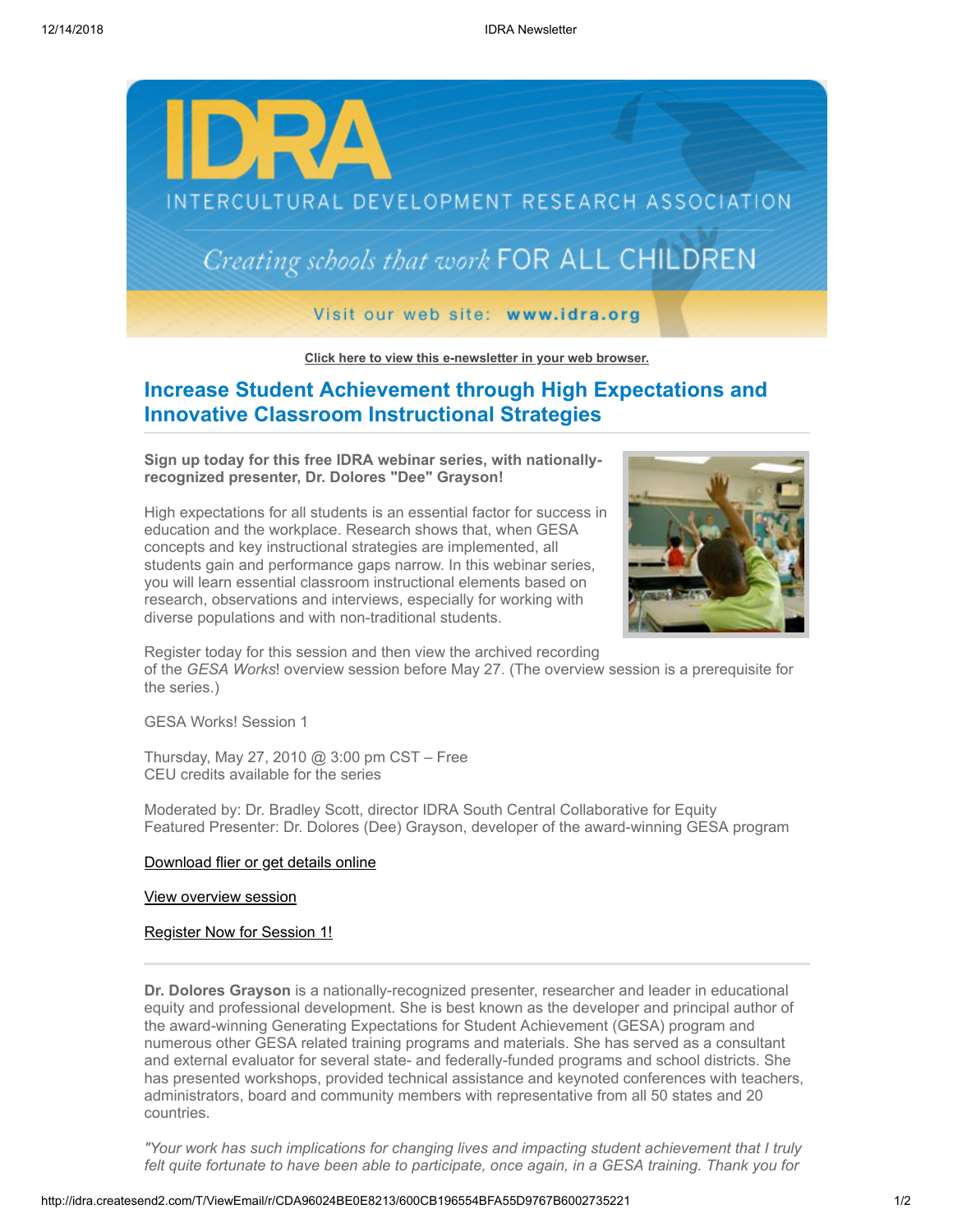IDRA

INTERCULTURAL DEVELOPMENT RESEARCH ASSOCIATION

*Creating schools that work* FOR ALL CHILDREN

Visit our web site: **www.idra.org**

Click here to view this e-newsletter in your web browser.

## Increase Student Achievement through High Expectations and Innovative Classroom Instructional Strategies

**Sign up today for this free IDRA webinar series, with nationally-recognized presenter, Dr. Dolores "Dee" Grayson!**

High expectations for all students is an essential factor for success in education and the workplace. Research shows that, when GESA concepts and key instructional strategies are implemented, all students gain and performance gaps narrow. In this webinar series, you will learn essential classroom instructional elements based on research, observations and interviews, especially for working with diverse populations and with non-traditional students.

Register today for this session and then view the archived recording of the *GESA Works*! overview session before May 27. (The overview session is a prerequisite for the series.)

GESA Works! Session 1

Thursday, May 27, 2010 @ 3:00 pm CST – Free
CEU credits available for the series

Moderated by: Dr. Bradley Scott, director IDRA South Central Collaborative for Equity
Featured Presenter: Dr. Dolores (Dee) Grayson, developer of the award-winning GESA program

Download flier or get details online

View overview session

Register Now for Session 1!

---

**Dr. Dolores Grayson** is a nationally-recognized presenter, researcher and leader in educational equity and professional development. She is best known as the developer and principal author of the award-winning Generating Expectations for Student Achievement (GESA) program and numerous other GESA related training programs and materials. She has served as a consultant and external evaluator for several state- and federally-funded programs and school districts. She has presented workshops, provided technical assistance and keynoted conferences with teachers, administrators, board and community members with representative from all 50 states and 20 countries.

*"Your work has such implications for changing lives and impacting student achievement that I truly felt quite fortunate to have been able to participate, once again, in a GESA training. Thank you for*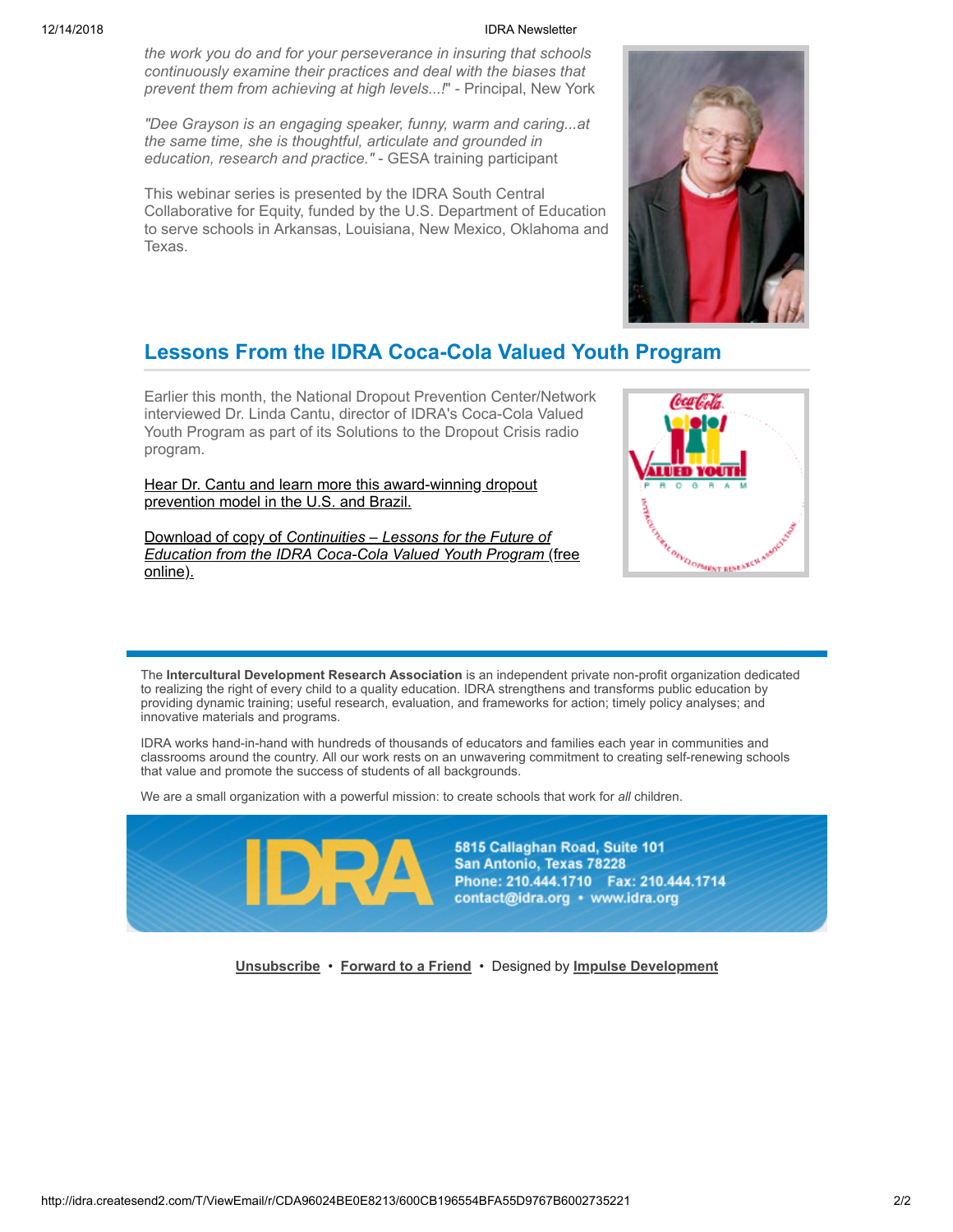*the work you do and for your perseverance in insuring that schools continuously examine their practices and deal with the biases that prevent them from achieving at high levels...!*" - Principal, New York

*"Dee Grayson is an engaging speaker, funny, warm and caring...at the same time, she is thoughtful, articulate and grounded in education, research and practice."* - GESA training participant

This webinar series is presented by the IDRA South Central Collaborative for Equity, funded by the U.S. Department of Education to serve schools in Arkansas, Louisiana, New Mexico, Oklahoma and Texas.

## Lessons From the IDRA Coca-Cola Valued Youth Program

Earlier this month, the National Dropout Prevention Center/Network interviewed Dr. Linda Cantu, director of IDRA's Coca-Cola Valued Youth Program as part of its Solutions to the Dropout Crisis radio program.

Hear Dr. Cantu and learn more this award-winning dropout prevention model in the U.S. and Brazil.

Download of copy of *Continuities – Lessons for the Future of Education from the IDRA Coca-Cola Valued Youth Program* (free online).

The **Intercultural Development Research Association** is an independent private non-profit organization dedicated to realizing the right of every child to a quality education. IDRA strengthens and transforms public education by providing dynamic training; useful research, evaluation, and frameworks for action; timely policy analyses; and innovative materials and programs.

IDRA works hand-in-hand with hundreds of thousands of educators and families each year in communities and classrooms around the country. All our work rests on an unwavering commitment to creating self-renewing schools that value and promote the success of students of all backgrounds.

We are a small organization with a powerful mission: to create schools that work for *all* children.

IDRA
5815 Callaghan Road, Suite 101
San Antonio, Texas 78228
Phone: 210.444.1710 Fax: 210.444.1714
contact@idra.org • www.idra.org

**Unsubscribe** • **Forward to a Friend** • Designed by **Impulse Development**